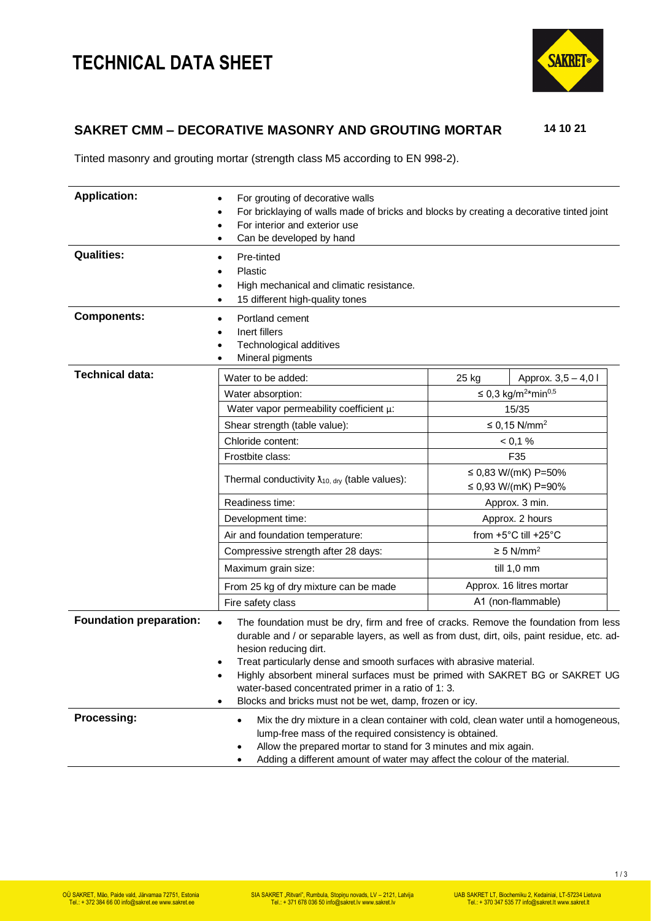# TECHNICAL DATA SHEET

## SAKRET CMM – DECORATIVE MASONRY AND GROUTING MORTAR

**14 10 21**

Tinted masonry and grouting mortar (strength class M5 according to EN 998-2).

**Application:**

- For grouting of decorative walls
- For bricklaying of walls made of bricks and blocks by creating a decorative tinted joint
- For interior and exterior use
- Can be developed by hand

**Qualities:**

- Pre-tinted
- Plastic
- High mechanical and climatic resistance.
- 15 different high-quality tones

**Components:**

- Portland cement
- Inert fillers
- Technological additives
- Mineral pigments

**Technical data:**

| | | |
|---|---|---|
| Water to be added: | 25 kg | Approx. 3,5 – 4,0 l |
| Water absorption: | ≤ 0,3 kg/m$^2$*min$^{0,5}$ | |
| Water vapor permeability coefficient µ: | 15/35 | |
| Shear strength (table value): | ≤ 0,15 N/mm$^2$ | |
| Chloride content: | < 0,1 % | |
| Frostbite class: | F35 | |
| Thermal conductivity $\lambda_{10,\,dry}$ (table values): | ≤ 0,83 W/(mK) P=50%<br>≤ 0,93 W/(mK) P=90% | |
| Readiness time: | Approx. 3 min. | |
| Development time: | Approx. 2 hours | |
| Air and foundation temperature: | from +5°C till +25°C | |
| Compressive strength after 28 days: | ≥ 5 N/mm$^2$ | |
| Maximum grain size: | till 1,0 mm | |
| From 25 kg of dry mixture can be made | Approx. 16 litres mortar | |
| Fire safety class | A1 (non-flammable) | |

**Foundation preparation:**

- The foundation must be dry, firm and free of cracks. Remove the foundation from less durable and / or separable layers, as well as from dust, dirt, oils, paint residue, etc. adhesion reducing dirt.
- Treat particularly dense and smooth surfaces with abrasive material.
- Highly absorbent mineral surfaces must be primed with SAKRET BG or SAKRET UG water-based concentrated primer in a ratio of 1: 3.
- Blocks and bricks must not be wet, damp, frozen or icy.

**Processing:**

- Mix the dry mixture in a clean container with cold, clean water until a homogeneous, lump-free mass of the required consistency is obtained.
- Allow the prepared mortar to stand for 3 minutes and mix again.
- Adding a different amount of water may affect the colour of the material.

OÜ SAKRET, Mäo, Paide vald, Järvamaa 72751, Estonia
Tel.: + 372 384 66 00 info@sakret.ee www.sakret.ee

SIA SAKRET „Ritvari", Rumbula, Stopiņu novads, LV – 2121, Latvija
Tel.: + 371 678 036 50 info@sakret.lv www.sakret.lv

UAB SAKRET LT, Biochemiku 2, Kedainiai, LT-57234 Lietuva
Tel.: + 370 347 535 77 info@sakret.lt www.sakret.lt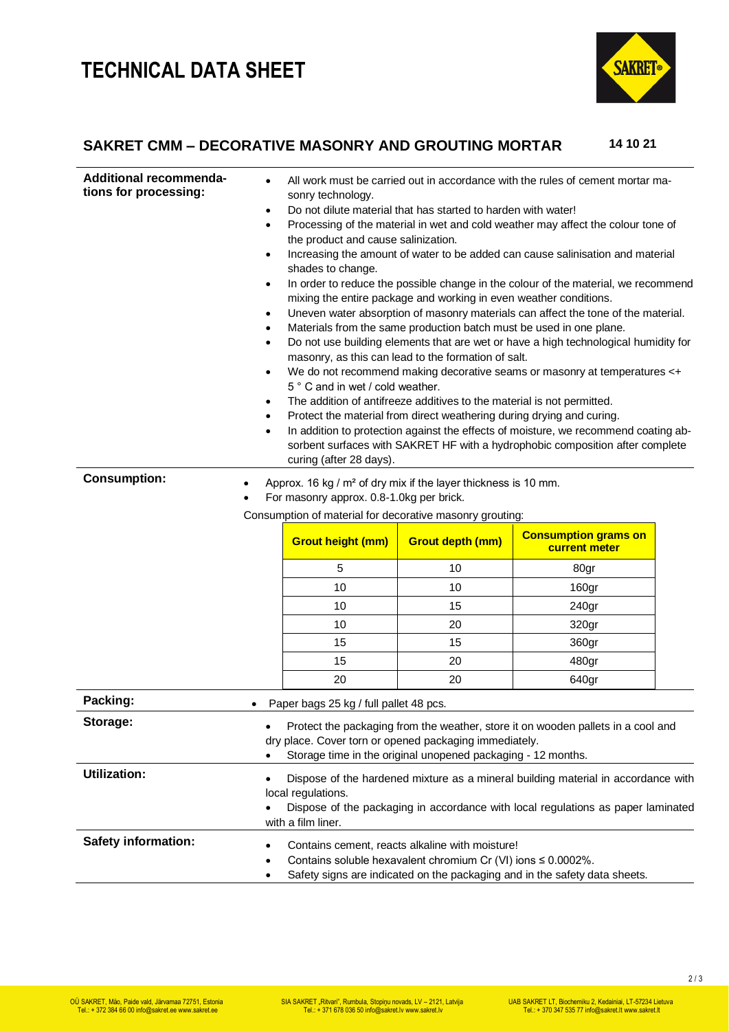# TECHNICAL DATA SHEET

## SAKRET CMM – DECORATIVE MASONRY AND GROUTING MORTAR

14 10 21

**Additional recommendations for processing:**

- All work must be carried out in accordance with the rules of cement mortar masonry technology.
- Do not dilute material that has started to harden with water!
- Processing of the material in wet and cold weather may affect the colour tone of the product and cause salinization.
- Increasing the amount of water to be added can cause salinisation and material shades to change.
- In order to reduce the possible change in the colour of the material, we recommend mixing the entire package and working in even weather conditions.
- Uneven water absorption of masonry materials can affect the tone of the material.
- Materials from the same production batch must be used in one plane.
- Do not use building elements that are wet or have a high technological humidity for masonry, as this can lead to the formation of salt.
- We do not recommend making decorative seams or masonry at temperatures <+ 5 ° C and in wet / cold weather.
- The addition of antifreeze additives to the material is not permitted.
- Protect the material from direct weathering during drying and curing.
- In addition to protection against the effects of moisture, we recommend coating absorbent surfaces with SAKRET HF with a hydrophobic composition after complete curing (after 28 days).

**Consumption:**

- Approx. 16 kg / m² of dry mix if the layer thickness is 10 mm.
- For masonry approx. 0.8-1.0kg per brick.

Consumption of material for decorative masonry grouting:

| Grout height (mm) | Grout depth (mm) | Consumption grams on current meter |
|---|---|---|
| 5 | 10 | 80gr |
| 10 | 10 | 160gr |
| 10 | 15 | 240gr |
| 10 | 20 | 320gr |
| 15 | 15 | 360gr |
| 15 | 20 | 480gr |
| 20 | 20 | 640gr |

**Packing:**

- Paper bags 25 kg / full pallet 48 pcs.

**Storage:**

- Protect the packaging from the weather, store it on wooden pallets in a cool and dry place. Cover torn or opened packaging immediately.
- Storage time in the original unopened packaging - 12 months.

**Utilization:**

- Dispose of the hardened mixture as a mineral building material in accordance with local regulations.
- Dispose of the packaging in accordance with local regulations as paper laminated with a film liner.

**Safety information:**

- Contains cement, reacts alkaline with moisture!
- Contains soluble hexavalent chromium Cr (VI) ions ≤ 0.0002%.
- Safety signs are indicated on the packaging and in the safety data sheets.

OÜ SAKRET, Mäo, Paide vald, Järvamaa 72751, Estonia Tel.: + 372 384 66 00 info@sakret.ee www.sakret.ee

SIA SAKRET „Ritvari", Rumbula, Stopiņu novads, LV – 2121, Latvija Tel.: + 371 678 036 50 info@sakret.lv www.sakret.lv

UAB SAKRET LT, Biochemikų 2, Kedainiai, LT-57234 Lietuva Tel.: + 370 347 535 77 info@sakret.lt www.sakret.lt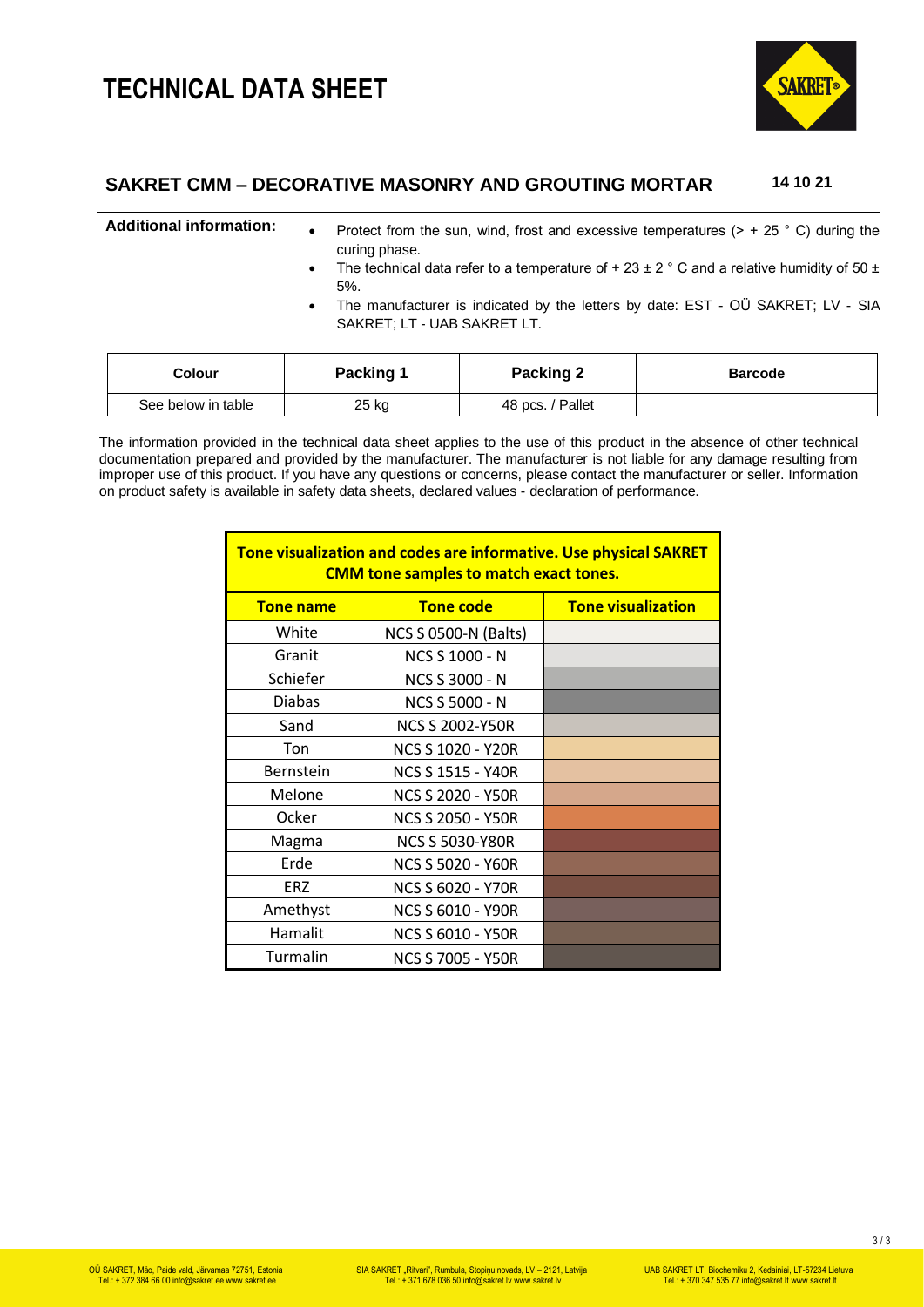# TECHNICAL DATA SHEET

## SAKRET CMM – DECORATIVE MASONRY AND GROUTING MORTAR

14 10 21

**Additional information:**

- Protect from the sun, wind, frost and excessive temperatures (> + 25 ° C) during the curing phase.
- The technical data refer to a temperature of + 23 ± 2 ° C and a relative humidity of 50 ± 5%.
- The manufacturer is indicated by the letters by date: EST - OÜ SAKRET; LV - SIA SAKRET; LT - UAB SAKRET LT.

| Colour | Packing 1 | Packing 2 | Barcode |
|---|---|---|---|
| See below in table | 25 kg | 48 pcs. / Pallet | |

The information provided in the technical data sheet applies to the use of this product in the absence of other technical documentation prepared and provided by the manufacturer. The manufacturer is not liable for any damage resulting from improper use of this product. If you have any questions or concerns, please contact the manufacturer or seller. Information on product safety is available in safety data sheets, declared values - declaration of performance.

**Tone visualization and codes are informative. Use physical SAKRET CMM tone samples to match exact tones.**

| Tone name | Tone code | Tone visualization |
|---|---|---|
| White | NCS S 0500-N (Balts) | |
| Granit | NCS S 1000 - N | |
| Schiefer | NCS S 3000 - N | |
| Diabas | NCS S 5000 - N | |
| Sand | NCS S 2002-Y50R | |
| Ton | NCS S 1020 - Y20R | |
| Bernstein | NCS S 1515 - Y40R | |
| Melone | NCS S 2020 - Y50R | |
| Ocker | NCS S 2050 - Y50R | |
| Magma | NCS S 5030-Y80R | |
| Erde | NCS S 5020 - Y60R | |
| ERZ | NCS S 6020 - Y70R | |
| Amethyst | NCS S 6010 - Y90R | |
| Hamalit | NCS S 6010 - Y50R | |
| Turmalin | NCS S 7005 - Y50R | |

OÜ SAKRET, Mäo, Paide vald, Järvamaa 72751, Estonia
Tel.: + 372 384 66 00 info@sakret.ee www.sakret.ee

SIA SAKRET „Ritvari", Rumbula, Stopiņu novads, LV – 2121, Latvija
Tel.: + 371 678 036 50 info@sakret.lv www.sakret.lv

UAB SAKRET LT, Biochemikų 2, Kedainiai, LT-57234 Lietuva
Tel.: + 370 347 535 77 info@sakret.lt www.sakret.lt